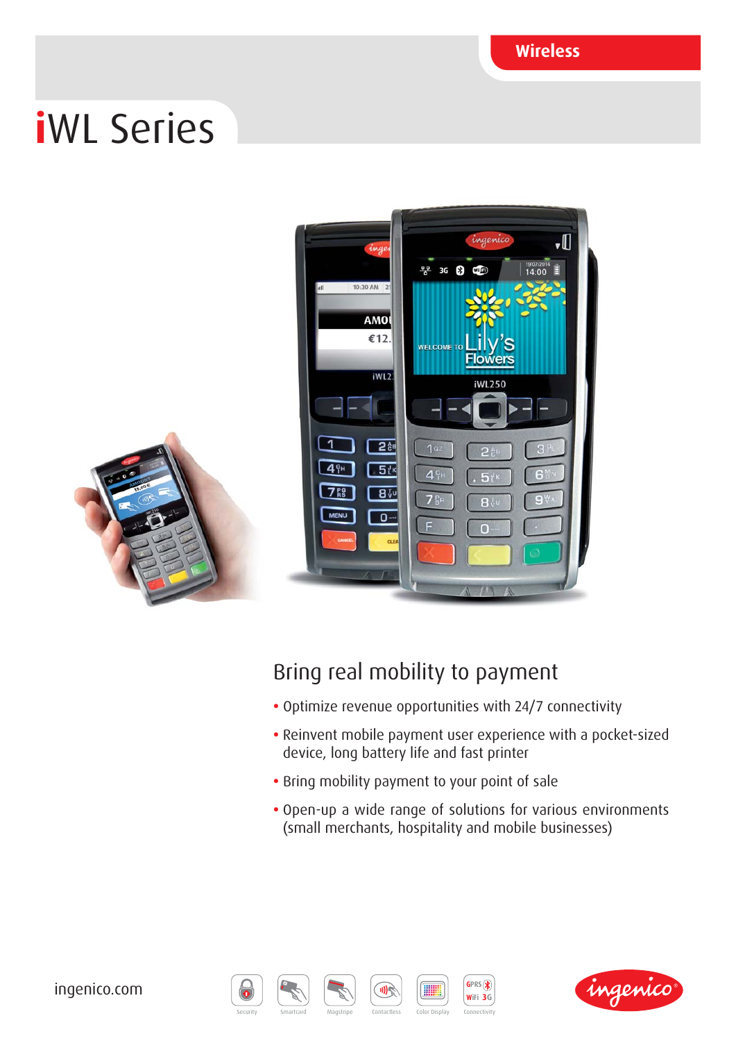Wireless

# iWL Series

## Bring real mobility to payment

- Optimize revenue opportunities with 24/7 connectivity
- Reinvent mobile payment user experience with a pocket-sized device, long battery life and fast printer
- Bring mobility payment to your point of sale
- Open-up a wide range of solutions for various environments (small merchants, hospitality and mobile businesses)

ingenico.com

Security · Smartcard · Magstripe · Contactless · Color Display · Connectivity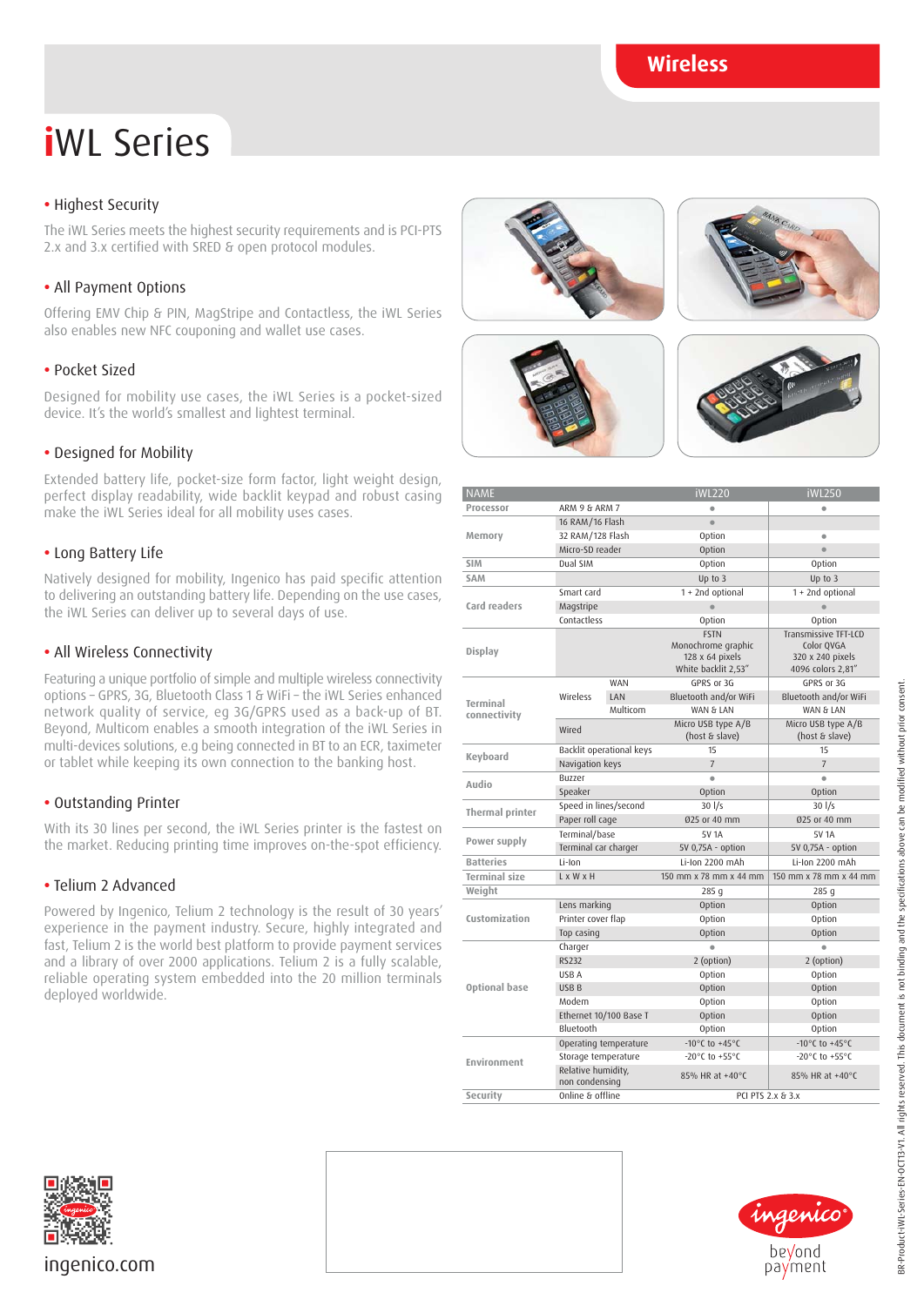Wireless

# iWL Series

## • Highest Security

The iWL Series meets the highest security requirements and is PCI-PTS 2.x and 3.x certified with SRED & open protocol modules.

## • All Payment Options

Offering EMV Chip & PIN, MagStripe and Contactless, the iWL Series also enables new NFC couponing and wallet use cases.

## • Pocket Sized

Designed for mobility use cases, the iWL Series is a pocket-sized device. It's the world's smallest and lightest terminal.

## • Designed for Mobility

Extended battery life, pocket-size form factor, light weight design, perfect display readability, wide backlit keypad and robust casing make the iWL Series ideal for all mobility uses cases.

## • Long Battery Life

Natively designed for mobility, Ingenico has paid specific attention to delivering an outstanding battery life. Depending on the use cases, the iWL Series can deliver up to several days of use.

## • All Wireless Connectivity

Featuring a unique portfolio of simple and multiple wireless connectivity options – GPRS, 3G, Bluetooth Class 1 & WiFi – the iWL Series enhanced network quality of service, eg 3G/GPRS used as a back-up of BT. Beyond, Multicom enables a smooth integration of the iWL Series in multi-devices solutions, e.g being connected in BT to an ECR, taximeter or tablet while keeping its own connection to the banking host.

## • Outstanding Printer

With its 30 lines per second, the iWL Series printer is the fastest on the market. Reducing printing time improves on-the-spot efficiency.

## • Telium 2 Advanced

Powered by Ingenico, Telium 2 technology is the result of 30 years' experience in the payment industry. Secure, highly integrated and fast, Telium 2 is the world best platform to provide payment services and a library of over 2000 applications. Telium 2 is a fully scalable, reliable operating system embedded into the 20 million terminals deployed worldwide.

| NAME | | | iWL220 | iWL250 |
|---|---|---|---|---|
| Processor | ARM 9 & ARM 7 | | • | • |
| Memory | 16 RAM/16 Flash | | • | |
| | 32 RAM/128 Flash | | Option | • |
| | Micro-SD reader | | Option | • |
| SIM | Dual SIM | | Option | Option |
| SAM | | | Up to 3 | Up to 3 |
| Card readers | Smart card | | 1 + 2nd optional | 1 + 2nd optional |
| | Magstripe | | • | • |
| | Contactless | | Option | Option |
| Display | | | FSTN Monochrome graphic 128 x 64 pixels White backlit 2,53" | Transmissive TFT-LCD Color QVGA 320 x 240 pixels 4096 colors 2,81" |
| Terminal connectivity | Wireless | WAN | GPRS or 3G | GPRS or 3G |
| | | LAN | Bluetooth and/or WiFi | Bluetooth and/or WiFi |
| | | Multicom | WAN & LAN | WAN & LAN |
| | Wired | | Micro USB type A/B (host & slave) | Micro USB type A/B (host & slave) |
| Keyboard | Backlit operational keys | | 15 | 15 |
| | Navigation keys | | 7 | 7 |
| Audio | Buzzer | | • | • |
| | Speaker | | Option | Option |
| Thermal printer | Speed in lines/second | | 30 l/s | 30 l/s |
| | Paper roll cage | | Ø25 or 40 mm | Ø25 or 40 mm |
| Power supply | Terminal/base | | 5V 1A | 5V 1A |
| | Terminal car charger | | 5V 0,75A - option | 5V 0,75A - option |
| Batteries | Li-Ion | | Li-Ion 2200 mAh | Li-Ion 2200 mAh |
| Terminal size | L x W x H | | 150 mm x 78 mm x 44 mm | 150 mm x 78 mm x 44 mm |
| Weight | | | 285 g | 285 g |
| Customization | Lens marking | | Option | Option |
| | Printer cover flap | | Option | Option |
| | Top casing | | Option | Option |
| Optional base | Charger | | • | • |
| | RS232 | | 2 (option) | 2 (option) |
| | USB A | | Option | Option |
| | USB B | | Option | Option |
| | Modem | | Option | Option |
| | Ethernet 10/100 Base T | | Option | Option |
| | Bluetooth | | Option | Option |
| Environment | Operating temperature | | -10°C to +45°C | -10°C to +45°C |
| | Storage temperature | | -20°C to +55°C | -20°C to +55°C |
| | Relative humidity, non condensing | | 85% HR at +40°C | 85% HR at +40°C |
| Security | Online & offline | | PCI PTS 2.x & 3.x | |

ingenico.com

ingenico beyond payment

BR-Product-iWL-Series-EN-OCT13-V1. All rights reserved. This document is not binding and the specifications above can be modified without prior consent.